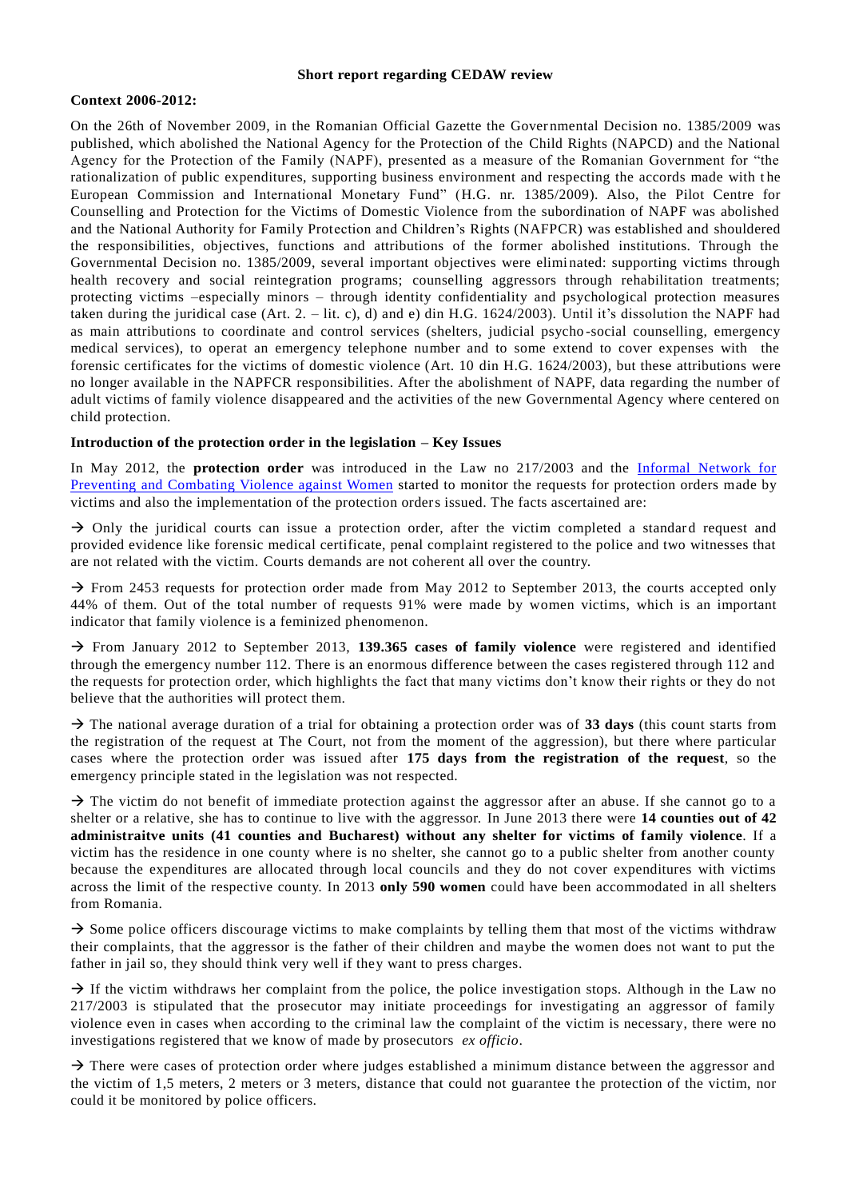**Short report regarding CEDAW review**

**Context 2006-2012:**

On the 26th of November 2009, in the Romanian Official Gazette the Governmental Decision no. 1385/2009 was published, which abolished the National Agency for the Protection of the Child Rights (NAPCD) and the National Agency for the Protection of the Family (NAPF), presented as a measure of the Romanian Government for "the rationalization of public expenditures, supporting business environment and respecting the accords made with the European Commission and International Monetary Fund" (H.G. nr. 1385/2009). Also, the Pilot Centre for Counselling and Protection for the Victims of Domestic Violence from the subordination of NAPF was abolished and the National Authority for Family Protection and Children's Rights (NAFPCR) was established and shouldered the responsibilities, objectives, functions and attributions of the former abolished institutions. Through the Governmental Decision no. 1385/2009, several important objectives were eliminated: supporting victims through health recovery and social reintegration programs; counselling aggressors through rehabilitation treatments; protecting victims –especially minors – through identity confidentiality and psychological protection measures taken during the juridical case (Art. 2. – lit. c), d) and e) din H.G. 1624/2003). Until it's dissolution the NAPF had as main attributions to coordinate and control services (shelters, judicial psycho-social counselling, emergency medical services), to operat an emergency telephone number and to some extend to cover expenses with the forensic certificates for the victims of domestic violence (Art. 10 din H.G. 1624/2003), but these attributions were no longer available in the NAPFCR responsibilities. After the abolishment of NAPF, data regarding the number of adult victims of family violence disappeared and the activities of the new Governmental Agency where centered on child protection.

**Introduction of the protection order in the legislation – Key Issues**

In May 2012, the **protection order** was introduced in the Law no 217/2003 and the Informal Network for Preventing and Combating Violence against Women started to monitor the requests for protection orders made by victims and also the implementation of the protection orders issued. The facts ascertained are:

→ Only the juridical courts can issue a protection order, after the victim completed a standard request and provided evidence like forensic medical certificate, penal complaint registered to the police and two witnesses that are not related with the victim. Courts demands are not coherent all over the country.

→ From 2453 requests for protection order made from May 2012 to September 2013, the courts accepted only 44% of them. Out of the total number of requests 91% were made by women victims, which is an important indicator that family violence is a feminized phenomenon.

→ From January 2012 to September 2013, **139.365 cases of family violence** were registered and identified through the emergency number 112. There is an enormous difference between the cases registered through 112 and the requests for protection order, which highlights the fact that many victims don't know their rights or they do not believe that the authorities will protect them.

→ The national average duration of a trial for obtaining a protection order was of **33 days** (this count starts from the registration of the request at The Court, not from the moment of the aggression), but there where particular cases where the protection order was issued after **175 days from the registration of the request**, so the emergency principle stated in the legislation was not respected.

→ The victim do not benefit of immediate protection against the aggressor after an abuse. If she cannot go to a shelter or a relative, she has to continue to live with the aggressor. In June 2013 there were **14 counties out of 42 administraitve units (41 counties and Bucharest) without any shelter for victims of family violence**. If a victim has the residence in one county where is no shelter, she cannot go to a public shelter from another county because the expenditures are allocated through local councils and they do not cover expenditures with victims across the limit of the respective county. In 2013 **only 590 women** could have been accommodated in all shelters from Romania.

→ Some police officers discourage victims to make complaints by telling them that most of the victims withdraw their complaints, that the aggressor is the father of their children and maybe the women does not want to put the father in jail so, they should think very well if they want to press charges.

→ If the victim withdraws her complaint from the police, the police investigation stops. Although in the Law no 217/2003 is stipulated that the prosecutor may initiate proceedings for investigating an aggressor of family violence even in cases when according to the criminal law the complaint of the victim is necessary, there were no investigations registered that we know of made by prosecutors *ex officio*.

→ There were cases of protection order where judges established a minimum distance between the aggressor and the victim of 1,5 meters, 2 meters or 3 meters, distance that could not guarantee the protection of the victim, nor could it be monitored by police officers.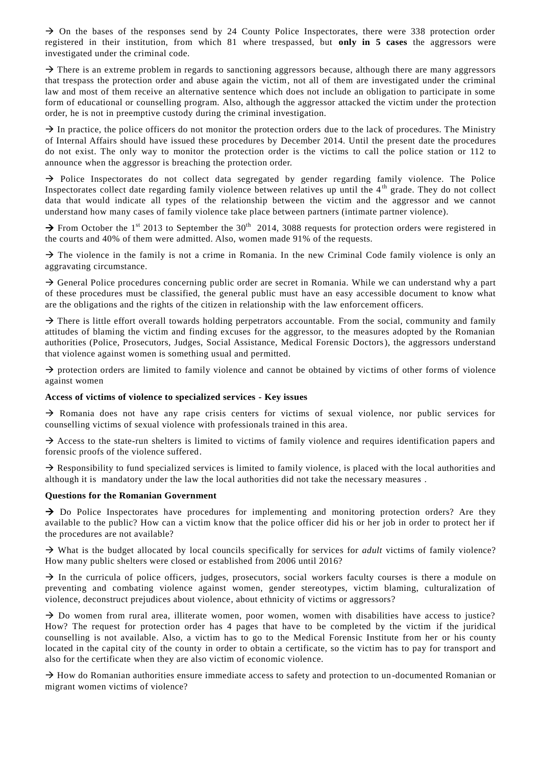→ On the bases of the responses send by 24 County Police Inspectorates, there were 338 protection order registered in their institution, from which 81 where trespassed, but **only in 5 cases** the aggressors were investigated under the criminal code.

→ There is an extreme problem in regards to sanctioning aggressors because, although there are many aggressors that trespass the protection order and abuse again the victim, not all of them are investigated under the criminal law and most of them receive an alternative sentence which does not include an obligation to participate in some form of educational or counselling program. Also, although the aggressor attacked the victim under the protection order, he is not in preemptive custody during the criminal investigation.

→ In practice, the police officers do not monitor the protection orders due to the lack of procedures. The Ministry of Internal Affairs should have issued these procedures by December 2014. Until the present date the procedures do not exist. The only way to monitor the protection order is the victims to call the police station or 112 to announce when the aggressor is breaching the protection order.

→ Police Inspectorates do not collect data segregated by gender regarding family violence. The Police Inspectorates collect date regarding family violence between relatives up until the 4th grade. They do not collect data that would indicate all types of the relationship between the victim and the aggressor and we cannot understand how many cases of family violence take place between partners (intimate partner violence).

→ From October the 1st 2013 to September the 30th 2014, 3088 requests for protection orders were registered in the courts and 40% of them were admitted. Also, women made 91% of the requests.

→ The violence in the family is not a crime in Romania. In the new Criminal Code family violence is only an aggravating circumstance.

→ General Police procedures concerning public order are secret in Romania. While we can understand why a part of these procedures must be classified, the general public must have an easy accessible document to know what are the obligations and the rights of the citizen in relationship with the law enforcement officers.

→ There is little effort overall towards holding perpetrators accountable. From the social, community and family attitudes of blaming the victim and finding excuses for the aggressor, to the measures adopted by the Romanian authorities (Police, Prosecutors, Judges, Social Assistance, Medical Forensic Doctors), the aggressors understand that violence against women is something usual and permitted.

→ protection orders are limited to family violence and cannot be obtained by victims of other forms of violence against women

**Access of victims of violence to specialized services - Key issues**

→ Romania does not have any rape crisis centers for victims of sexual violence, nor public services for counselling victims of sexual violence with professionals trained in this area.

→ Access to the state-run shelters is limited to victims of family violence and requires identification papers and forensic proofs of the violence suffered.

→ Responsibility to fund specialized services is limited to family violence, is placed with the local authorities and although it is mandatory under the law the local authorities did not take the necessary measures .

**Questions for the Romanian Government**

→ Do Police Inspectorates have procedures for implementing and monitoring protection orders? Are they available to the public? How can a victim know that the police officer did his or her job in order to protect her if the procedures are not available?

→ What is the budget allocated by local councils specifically for services for *adult* victims of family violence? How many public shelters were closed or established from 2006 until 2016?

→ In the curricula of police officers, judges, prosecutors, social workers faculty courses is there a module on preventing and combating violence against women, gender stereotypes, victim blaming, culturalization of violence, deconstruct prejudices about violence, about ethnicity of victims or aggressors?

→ Do women from rural area, illiterate women, poor women, women with disabilities have access to justice? How? The request for protection order has 4 pages that have to be completed by the victim if the juridical counselling is not available. Also, a victim has to go to the Medical Forensic Institute from her or his county located in the capital city of the county in order to obtain a certificate, so the victim has to pay for transport and also for the certificate when they are also victim of economic violence.

→ How do Romanian authorities ensure immediate access to safety and protection to un-documented Romanian or migrant women victims of violence?